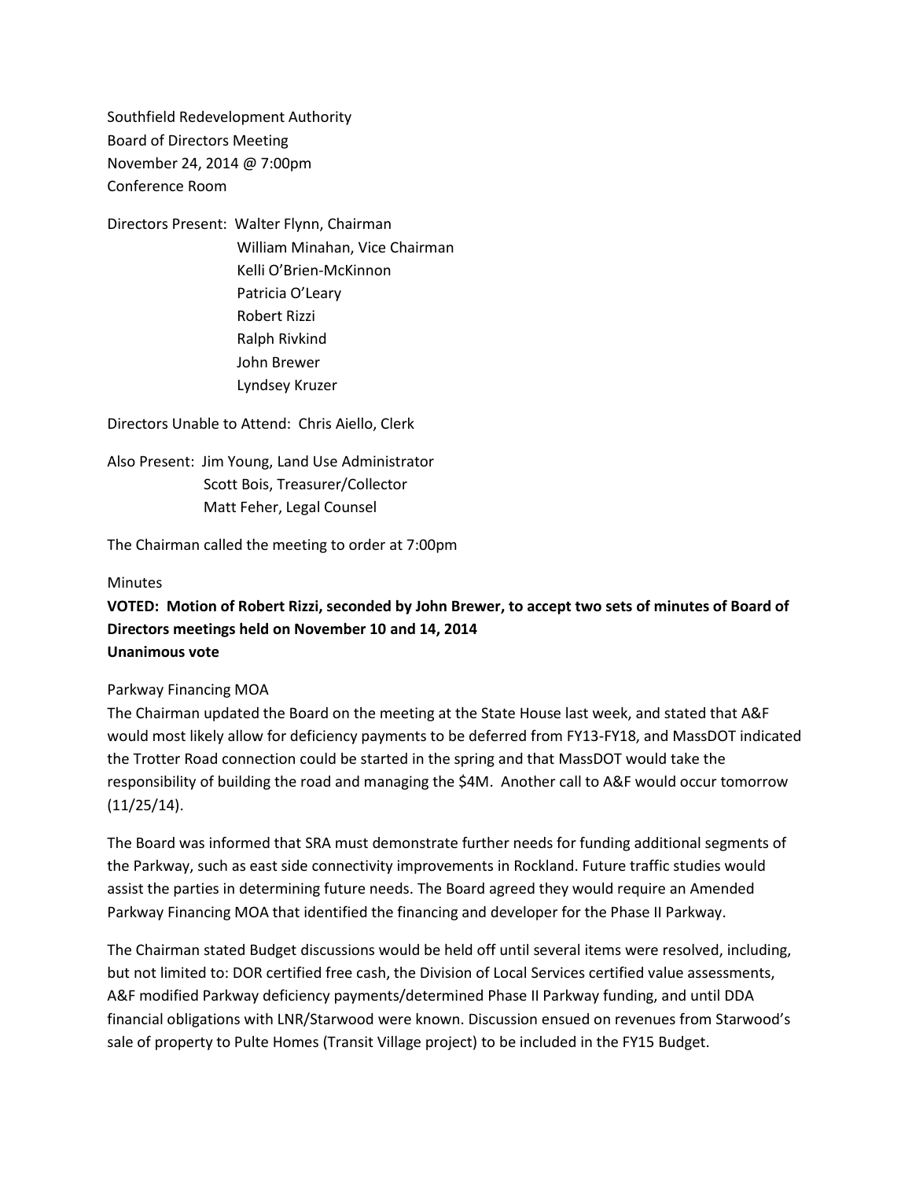Southfield Redevelopment Authority
Board of Directors Meeting
November 24, 2014 @ 7:00pm
Conference Room

Directors Present: Walter Flynn, Chairman
William Minahan, Vice Chairman
Kelli O'Brien-McKinnon
Patricia O'Leary
Robert Rizzi
Ralph Rivkind
John Brewer
Lyndsey Kruzer

Directors Unable to Attend: Chris Aiello, Clerk

Also Present: Jim Young, Land Use Administrator
Scott Bois, Treasurer/Collector
Matt Feher, Legal Counsel

The Chairman called the meeting to order at 7:00pm

Minutes

**VOTED: Motion of Robert Rizzi, seconded by John Brewer, to accept two sets of minutes of Board of Directors meetings held on November 10 and 14, 2014**
**Unanimous vote**

Parkway Financing MOA

The Chairman updated the Board on the meeting at the State House last week, and stated that A&F would most likely allow for deficiency payments to be deferred from FY13-FY18, and MassDOT indicated the Trotter Road connection could be started in the spring and that MassDOT would take the responsibility of building the road and managing the $4M. Another call to A&F would occur tomorrow (11/25/14).

The Board was informed that SRA must demonstrate further needs for funding additional segments of the Parkway, such as east side connectivity improvements in Rockland. Future traffic studies would assist the parties in determining future needs. The Board agreed they would require an Amended Parkway Financing MOA that identified the financing and developer for the Phase II Parkway.

The Chairman stated Budget discussions would be held off until several items were resolved, including, but not limited to: DOR certified free cash, the Division of Local Services certified value assessments, A&F modified Parkway deficiency payments/determined Phase II Parkway funding, and until DDA financial obligations with LNR/Starwood were known. Discussion ensued on revenues from Starwood's sale of property to Pulte Homes (Transit Village project) to be included in the FY15 Budget.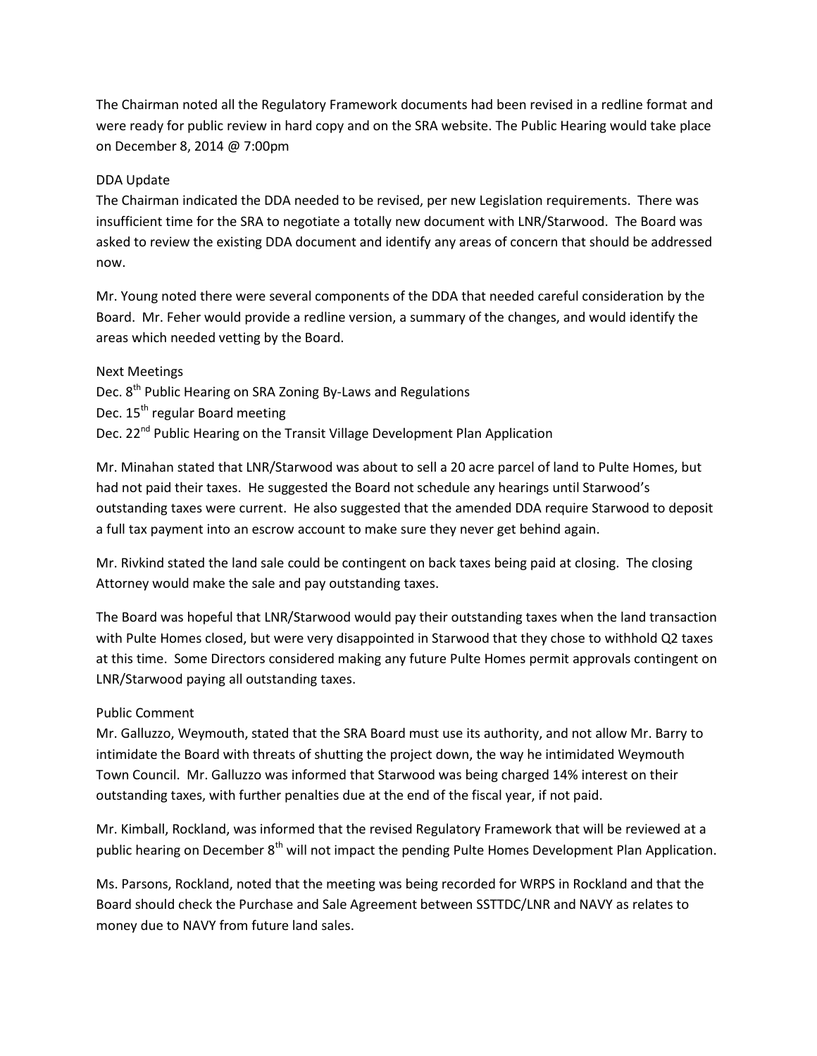The Chairman noted all the Regulatory Framework documents had been revised in a redline format and were ready for public review in hard copy and on the SRA website. The Public Hearing would take place on December 8, 2014 @ 7:00pm

DDA Update

The Chairman indicated the DDA needed to be revised, per new Legislation requirements. There was insufficient time for the SRA to negotiate a totally new document with LNR/Starwood. The Board was asked to review the existing DDA document and identify any areas of concern that should be addressed now.

Mr. Young noted there were several components of the DDA that needed careful consideration by the Board. Mr. Feher would provide a redline version, a summary of the changes, and would identify the areas which needed vetting by the Board.

Next Meetings

Dec. 8th Public Hearing on SRA Zoning By-Laws and Regulations
Dec. 15th regular Board meeting
Dec. 22nd Public Hearing on the Transit Village Development Plan Application

Mr. Minahan stated that LNR/Starwood was about to sell a 20 acre parcel of land to Pulte Homes, but had not paid their taxes. He suggested the Board not schedule any hearings until Starwood's outstanding taxes were current. He also suggested that the amended DDA require Starwood to deposit a full tax payment into an escrow account to make sure they never get behind again.

Mr. Rivkind stated the land sale could be contingent on back taxes being paid at closing. The closing Attorney would make the sale and pay outstanding taxes.

The Board was hopeful that LNR/Starwood would pay their outstanding taxes when the land transaction with Pulte Homes closed, but were very disappointed in Starwood that they chose to withhold Q2 taxes at this time. Some Directors considered making any future Pulte Homes permit approvals contingent on LNR/Starwood paying all outstanding taxes.

Public Comment

Mr. Galluzzo, Weymouth, stated that the SRA Board must use its authority, and not allow Mr. Barry to intimidate the Board with threats of shutting the project down, the way he intimidated Weymouth Town Council. Mr. Galluzzo was informed that Starwood was being charged 14% interest on their outstanding taxes, with further penalties due at the end of the fiscal year, if not paid.

Mr. Kimball, Rockland, was informed that the revised Regulatory Framework that will be reviewed at a public hearing on December 8th will not impact the pending Pulte Homes Development Plan Application.

Ms. Parsons, Rockland, noted that the meeting was being recorded for WRPS in Rockland and that the Board should check the Purchase and Sale Agreement between SSTTDC/LNR and NAVY as relates to money due to NAVY from future land sales.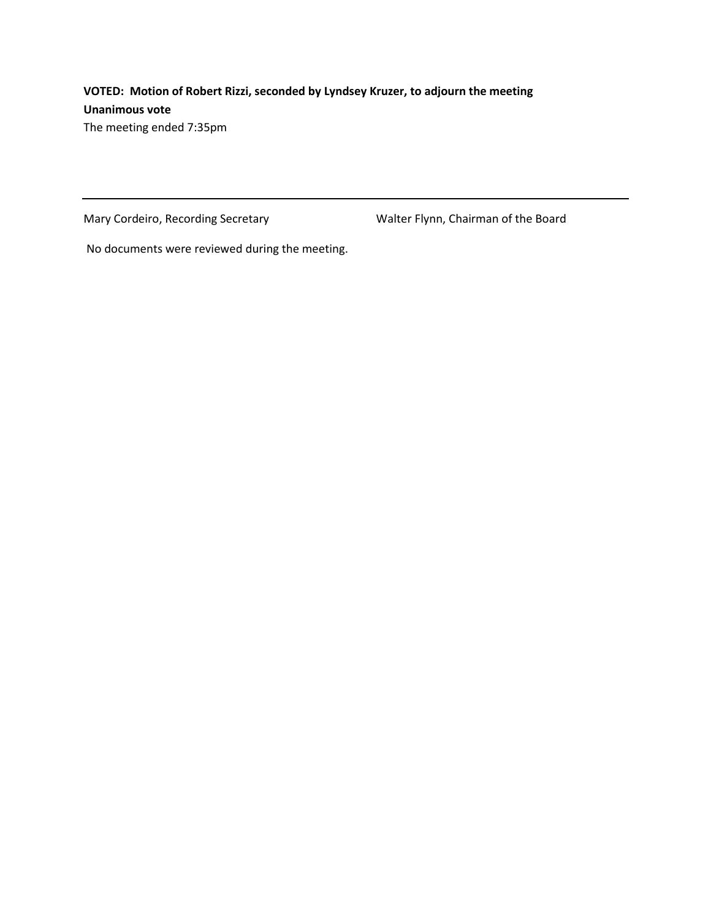**VOTED: Motion of Robert Rizzi, seconded by Lyndsey Kruzer, to adjourn the meeting**
**Unanimous vote**
The meeting ended 7:35pm

---

Mary Cordeiro, Recording Secretary

Walter Flynn, Chairman of the Board

No documents were reviewed during the meeting.